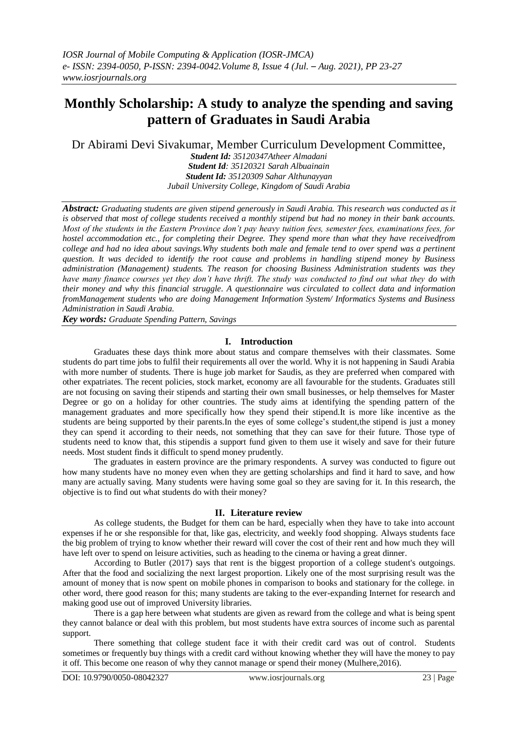# Monthly Scholarship: A study to analyze the spending and saving pattern of Graduates in Saudi Arabia

Dr Abirami Devi Sivakumar, Member Curriculum Development Committee,

***Student Id:** 35120347Atheer Almadani*
***Student Id**: 35120321 Sarah Albuainain*
***Student Id:** 35120309 Sahar Althunayyan*
*Jubail University College, Kingdom of Saudi Arabia*

***Abstract:** Graduating students are given stipend generously in Saudi Arabia. This research was conducted as it is observed that most of college students received a monthly stipend but had no money in their bank accounts. Most of the students in the Eastern Province don't pay heavy tuition fees, semester fees, examinations fees, for hostel accommodation etc., for completing their Degree. They spend more than what they have receivedfrom college and had no idea about savings.Why students both male and female tend to over spend was a pertinent question. It was decided to identify the root cause and problems in handling stipend money by Business administration (Management) students. The reason for choosing Business Administration students was they have many finance courses yet they don't have thrift. The study was conducted to find out what they do with their money and why this financial struggle. A questionnaire was circulated to collect data and information fromManagement students who are doing Management Information System/ Informatics Systems and Business Administration in Saudi Arabia.*

***Key words:** Graduate Spending Pattern, Savings*

## I. Introduction

Graduates these days think more about status and compare themselves with their classmates. Some students do part time jobs to fulfil their requirements all over the world. Why it is not happening in Saudi Arabia with more number of students. There is huge job market for Saudis, as they are preferred when compared with other expatriates. The recent policies, stock market, economy are all favourable for the students. Graduates still are not focusing on saving their stipends and starting their own small businesses, or help themselves for Master Degree or go on a holiday for other countries. The study aims at identifying the spending pattern of the management graduates and more specifically how they spend their stipend.It is more like incentive as the students are being supported by their parents.In the eyes of some college's student,the stipend is just a money they can spend it according to their needs, not something that they can save for their future. Those type of students need to know that, this stipendis a support fund given to them use it wisely and save for their future needs. Most student finds it difficult to spend money prudently.

The graduates in eastern province are the primary respondents. A survey was conducted to figure out how many students have no money even when they are getting scholarships and find it hard to save, and how many are actually saving. Many students were having some goal so they are saving for it. In this research, the objective is to find out what students do with their money?

## II. Literature review

As college students, the Budget for them can be hard, especially when they have to take into account expenses if he or she responsible for that, like gas, electricity, and weekly food shopping. Always students face the big problem of trying to know whether their reward will cover the cost of their rent and how much they will have left over to spend on leisure activities, such as heading to the cinema or having a great dinner.

According to Butler (2017) says that rent is the biggest proportion of a college student's outgoings. After that the food and socializing the next largest proportion. Likely one of the most surprising result was the amount of money that is now spent on mobile phones in comparison to books and stationary for the college. in other word, there good reason for this; many students are taking to the ever-expanding Internet for research and making good use out of improved University libraries.

There is a gap here between what students are given as reward from the college and what is being spent they cannot balance or deal with this problem, but most students have extra sources of income such as parental support.

There something that college student face it with their credit card was out of control. Students sometimes or frequently buy things with a credit card without knowing whether they will have the money to pay it off. This become one reason of why they cannot manage or spend their money (Mulhere,2016).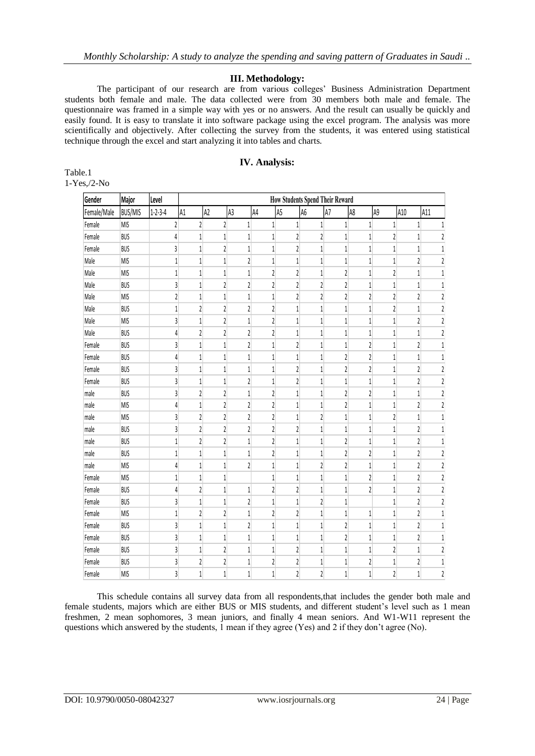## III. Methodology:

The participant of our research are from various colleges' Business Administration Department students both female and male. The data collected were from 30 members both male and female. The questionnaire was framed in a simple way with yes or no answers. And the result can usually be quickly and easily found. It is easy to translate it into software package using the excel program. The analysis was more scientifically and objectively. After collecting the survey from the students, it was entered using statistical technique through the excel and start analyzing it into tables and charts.

## IV. Analysis:

Table.1
1-Yes,/2-No

| Gender | Major | Level | How Students Spend Their Reward | | | | | | | | | | |
|---|---|---|---|---|---|---|---|---|---|---|---|---|---|
| Female/Male | BUS/MIS | 1-2-3-4 | A1 | A2 | A3 | A4 | A5 | A6 | A7 | A8 | A9 | A10 | A11 |
| Female | MIS | 2 | 2 | 2 | 1 | 1 | 1 | 1 | 1 | 1 | 1 | 1 | 1 |
| Female | BUS | 4 | 1 | 1 | 1 | 1 | 2 | 2 | 1 | 1 | 2 | 1 | 2 |
| Female | BUS | 3 | 1 | 2 | 1 | 1 | 2 | 1 | 1 | 1 | 1 | 1 | 1 |
| Male | MIS | 1 | 1 | 1 | 2 | 1 | 1 | 1 | 1 | 1 | 1 | 2 | 2 |
| Male | MIS | 1 | 1 | 1 | 1 | 2 | 2 | 1 | 2 | 1 | 2 | 1 | 1 |
| Male | BUS | 3 | 1 | 2 | 2 | 2 | 2 | 2 | 2 | 1 | 1 | 1 | 1 |
| Male | MIS | 2 | 1 | 1 | 1 | 1 | 2 | 2 | 2 | 2 | 2 | 2 | 2 |
| Male | BUS | 1 | 2 | 2 | 2 | 2 | 1 | 1 | 1 | 1 | 2 | 1 | 2 |
| Male | MIS | 3 | 1 | 2 | 1 | 2 | 1 | 1 | 1 | 1 | 1 | 2 | 2 |
| Male | BUS | 4 | 2 | 2 | 2 | 2 | 1 | 1 | 1 | 1 | 1 | 1 | 2 |
| Female | BUS | 3 | 1 | 1 | 2 | 1 | 2 | 1 | 1 | 2 | 1 | 2 | 1 |
| Female | BUS | 4 | 1 | 1 | 1 | 1 | 1 | 1 | 2 | 2 | 1 | 1 | 1 |
| Female | BUS | 3 | 1 | 1 | 1 | 1 | 2 | 1 | 2 | 2 | 1 | 2 | 2 |
| Female | BUS | 3 | 1 | 1 | 2 | 1 | 2 | 1 | 1 | 1 | 1 | 2 | 2 |
| male | BUS | 3 | 2 | 2 | 1 | 2 | 1 | 1 | 2 | 2 | 1 | 1 | 2 |
| male | MIS | 4 | 1 | 2 | 2 | 2 | 1 | 1 | 2 | 1 | 1 | 2 | 2 |
| male | MIS | 3 | 2 | 2 | 2 | 2 | 1 | 2 | 1 | 1 | 2 | 1 | 1 |
| male | BUS | 3 | 2 | 2 | 2 | 2 | 2 | 1 | 1 | 1 | 1 | 2 | 1 |
| male | BUS | 1 | 2 | 2 | 1 | 2 | 1 | 1 | 2 | 1 | 1 | 2 | 1 |
| male | BUS | 1 | 1 | 1 | 1 | 2 | 1 | 1 | 2 | 2 | 1 | 2 | 2 |
| male | MIS | 4 | 1 | 1 | 2 | 1 | 1 | 2 | 2 | 1 | 1 | 2 | 2 |
| Female | MIS | 1 | 1 | 1 | | 1 | 1 | 1 | 1 | 2 | 1 | 2 | 2 |
| Female | BUS | 4 | 2 | 1 | 1 | 2 | 2 | 1 | 1 | 2 | 1 | 2 | 2 |
| Female | BUS | 3 | 1 | 1 | 2 | 1 | 1 | 2 | 1 | | 1 | 2 | 2 |
| Female | MIS | 1 | 2 | 2 | 1 | 2 | 2 | 1 | 1 | 1 | 1 | 2 | 1 |
| Female | BUS | 3 | 1 | 1 | 2 | 1 | 1 | 1 | 2 | 1 | 1 | 2 | 1 |
| Female | BUS | 3 | 1 | 1 | 1 | 1 | 1 | 1 | 2 | 1 | 1 | 2 | 1 |
| Female | BUS | 3 | 1 | 2 | 1 | 1 | 2 | 1 | 1 | 1 | 2 | 1 | 2 |
| Female | BUS | 3 | 2 | 2 | 1 | 2 | 2 | 1 | 1 | 2 | 1 | 2 | 1 |
| Female | MIS | 3 | 1 | 1 | 1 | 1 | 2 | 2 | 1 | 1 | 2 | 1 | 2 |

This schedule contains all survey data from all respondents,that includes the gender both male and female students, majors which are either BUS or MIS students, and different student's level such as 1 mean freshmen, 2 mean sophomores, 3 mean juniors, and finally 4 mean seniors. And W1-W11 represent the questions which answered by the students, 1 mean if they agree (Yes) and 2 if they don't agree (No).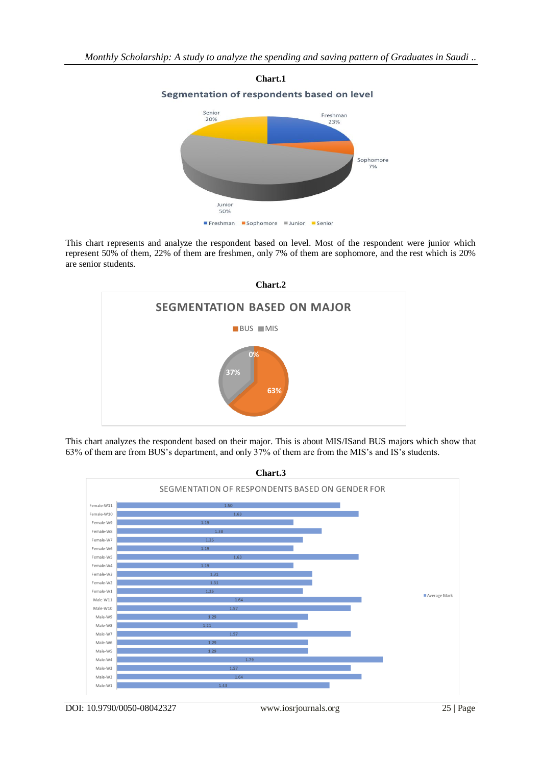**Chart.1**

Segmentation of respondents based on level

This chart represents and analyze the respondent based on level. Most of the respondent were junior which represent 50% of them, 22% of them are freshmen, only 7% of them are sophomore, and the rest which is 20% are senior students.

**Chart.2**

SEGMENTATION BASED ON MAJOR

This chart analyzes the respondent based on their major. This is about MIS/ISand BUS majors which show that 63% of them are from BUS's department, and only 37% of them are from the MIS's and IS's students.

**Chart.3**

SEGMENTATION OF RESPONDENTS BASED ON GENDER FOR

| Respondent | Average Mark |
|---|---|
| Female-W11 | 1.50 |
| Female-W10 | 1.63 |
| Female-W9 | 1.19 |
| Female-W8 | 1.38 |
| Female-W7 | 1.25 |
| Female-W6 | 1.19 |
| Female-W5 | 1.63 |
| Female-W4 | 1.19 |
| Female-W3 | 1.31 |
| Female-W2 | 1.31 |
| Female-W1 | 1.25 |
| Male-W11 | 1.64 |
| Male-W10 | 1.57 |
| Male-W9 | 1.29 |
| Male-W8 | 1.21 |
| Male-W7 | 1.57 |
| Male-W6 | 1.29 |
| Male-W5 | 1.29 |
| Male-W4 | 1.79 |
| Male-W3 | 1.57 |
| Male-W2 | 1.64 |
| Male-W1 | 1.43 |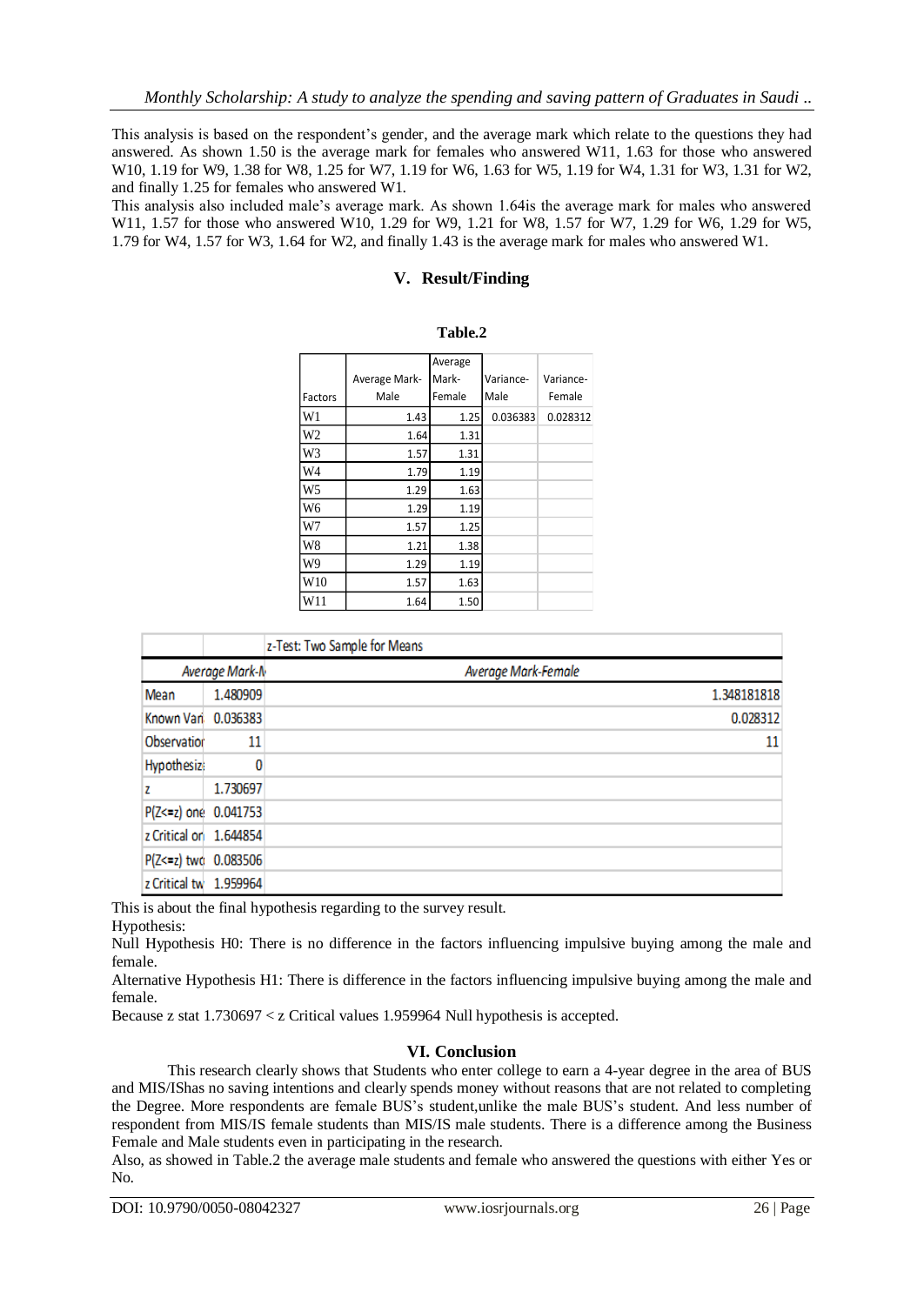This analysis is based on the respondent's gender, and the average mark which relate to the questions they had answered. As shown 1.50 is the average mark for females who answered W11, 1.63 for those who answered W10, 1.19 for W9, 1.38 for W8, 1.25 for W7, 1.19 for W6, 1.63 for W5, 1.19 for W4, 1.31 for W3, 1.31 for W2, and finally 1.25 for females who answered W1.

This analysis also included male's average mark. As shown 1.64is the average mark for males who answered W11, 1.57 for those who answered W10, 1.29 for W9, 1.21 for W8, 1.57 for W7, 1.29 for W6, 1.29 for W5, 1.79 for W4, 1.57 for W3, 1.64 for W2, and finally 1.43 is the average mark for males who answered W1.

## V. Result/Finding

**Table.2**

| Factors | Average Mark-Male | Average Mark-Female | Variance-Male | Variance-Female |
|---|---|---|---|---|
| W1 | 1.43 | 1.25 | 0.036383 | 0.028312 |
| W2 | 1.64 | 1.31 | | |
| W3 | 1.57 | 1.31 | | |
| W4 | 1.79 | 1.19 | | |
| W5 | 1.29 | 1.63 | | |
| W6 | 1.29 | 1.19 | | |
| W7 | 1.57 | 1.25 | | |
| W8 | 1.21 | 1.38 | | |
| W9 | 1.29 | 1.19 | | |
| W10 | 1.57 | 1.63 | | |
| W11 | 1.64 | 1.50 | | |

| z-Test: Two Sample for Means | | |
|---|---|---|
| | Average Mark-M | Average Mark-Female |
| Mean | 1.480909 | 1.348181818 |
| Known Vari | 0.036383 | 0.028312 |
| Observatior | 11 | 11 |
| Hypothesiz | 0 | |
| z | 1.730697 | |
| P(Z<=z) one | 0.041753 | |
| z Critical or | 1.644854 | |
| P(Z<=z) two | 0.083506 | |
| z Critical tw | 1.959964 | |

This is about the final hypothesis regarding to the survey result.

Hypothesis:

Null Hypothesis H0: There is no difference in the factors influencing impulsive buying among the male and female.

Alternative Hypothesis H1: There is difference in the factors influencing impulsive buying among the male and female.

Because z stat 1.730697 < z Critical values 1.959964 Null hypothesis is accepted.

## VI. Conclusion

This research clearly shows that Students who enter college to earn a 4-year degree in the area of BUS and MIS/IShas no saving intentions and clearly spends money without reasons that are not related to completing the Degree. More respondents are female BUS's student,unlike the male BUS's student. And less number of respondent from MIS/IS female students than MIS/IS male students. There is a difference among the Business Female and Male students even in participating in the research.

Also, as showed in Table.2 the average male students and female who answered the questions with either Yes or No.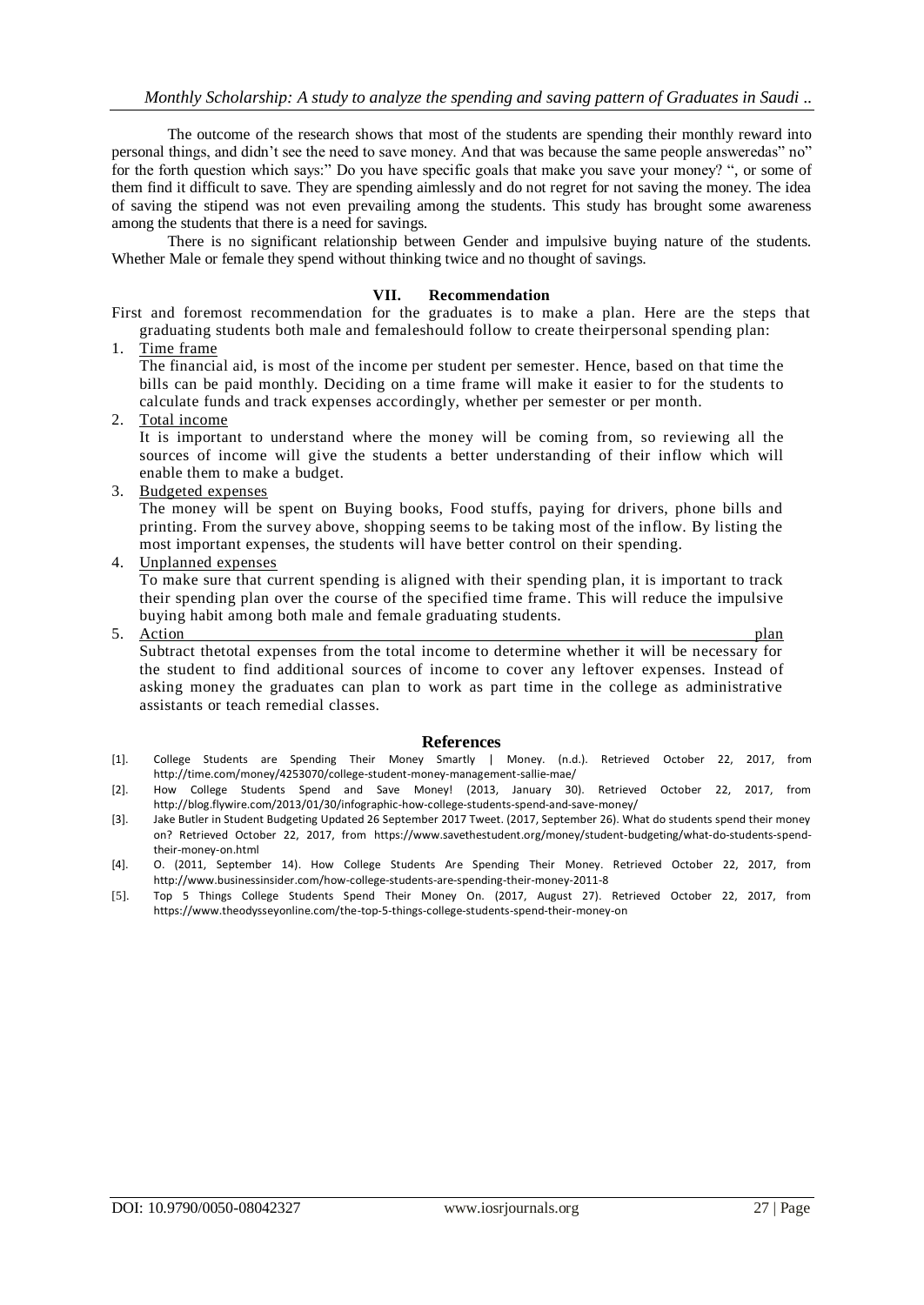The outcome of the research shows that most of the students are spending their monthly reward into personal things, and didn't see the need to save money. And that was because the same people answeredas" no" for the forth question which says:" Do you have specific goals that make you save your money? ", or some of them find it difficult to save. They are spending aimlessly and do not regret for not saving the money. The idea of saving the stipend was not even prevailing among the students. This study has brought some awareness among the students that there is a need for savings.

There is no significant relationship between Gender and impulsive buying nature of the students. Whether Male or female they spend without thinking twice and no thought of savings.

## VII. Recommendation

First and foremost recommendation for the graduates is to make a plan. Here are the steps that graduating students both male and femaleshould follow to create theirpersonal spending plan:

1. Time frame
   The financial aid, is most of the income per student per semester. Hence, based on that time the bills can be paid monthly. Deciding on a time frame will make it easier to for the students to calculate funds and track expenses accordingly, whether per semester or per month.
2. Total income
   It is important to understand where the money will be coming from, so reviewing all the sources of income will give the students a better understanding of their inflow which will enable them to make a budget.
3. Budgeted expenses
   The money will be spent on Buying books, Food stuffs, paying for drivers, phone bills and printing. From the survey above, shopping seems to be taking most of the inflow. By listing the most important expenses, the students will have better control on their spending.
4. Unplanned expenses
   To make sure that current spending is aligned with their spending plan, it is important to track their spending plan over the course of the specified time frame. This will reduce the impulsive buying habit among both male and female graduating students.
5. Action plan
   Subtract thetotal expenses from the total income to determine whether it will be necessary for the student to find additional sources of income to cover any leftover expenses. Instead of asking money the graduates can plan to work as part time in the college as administrative assistants or teach remedial classes.

## References

[1]. College Students are Spending Their Money Smartly | Money. (n.d.). Retrieved October 22, 2017, from http://time.com/money/4253070/college-student-money-management-sallie-mae/

[2]. How College Students Spend and Save Money! (2013, January 30). Retrieved October 22, 2017, from http://blog.flywire.com/2013/01/30/infographic-how-college-students-spend-and-save-money/

[3]. Jake Butler in Student Budgeting Updated 26 September 2017 Tweet. (2017, September 26). What do students spend their money on? Retrieved October 22, 2017, from https://www.savethestudent.org/money/student-budgeting/what-do-students-spend-their-money-on.html

[4]. O. (2011, September 14). How College Students Are Spending Their Money. Retrieved October 22, 2017, from http://www.businessinsider.com/how-college-students-are-spending-their-money-2011-8

[5]. Top 5 Things College Students Spend Their Money On. (2017, August 27). Retrieved October 22, 2017, from https://www.theodysseyonline.com/the-top-5-things-college-students-spend-their-money-on